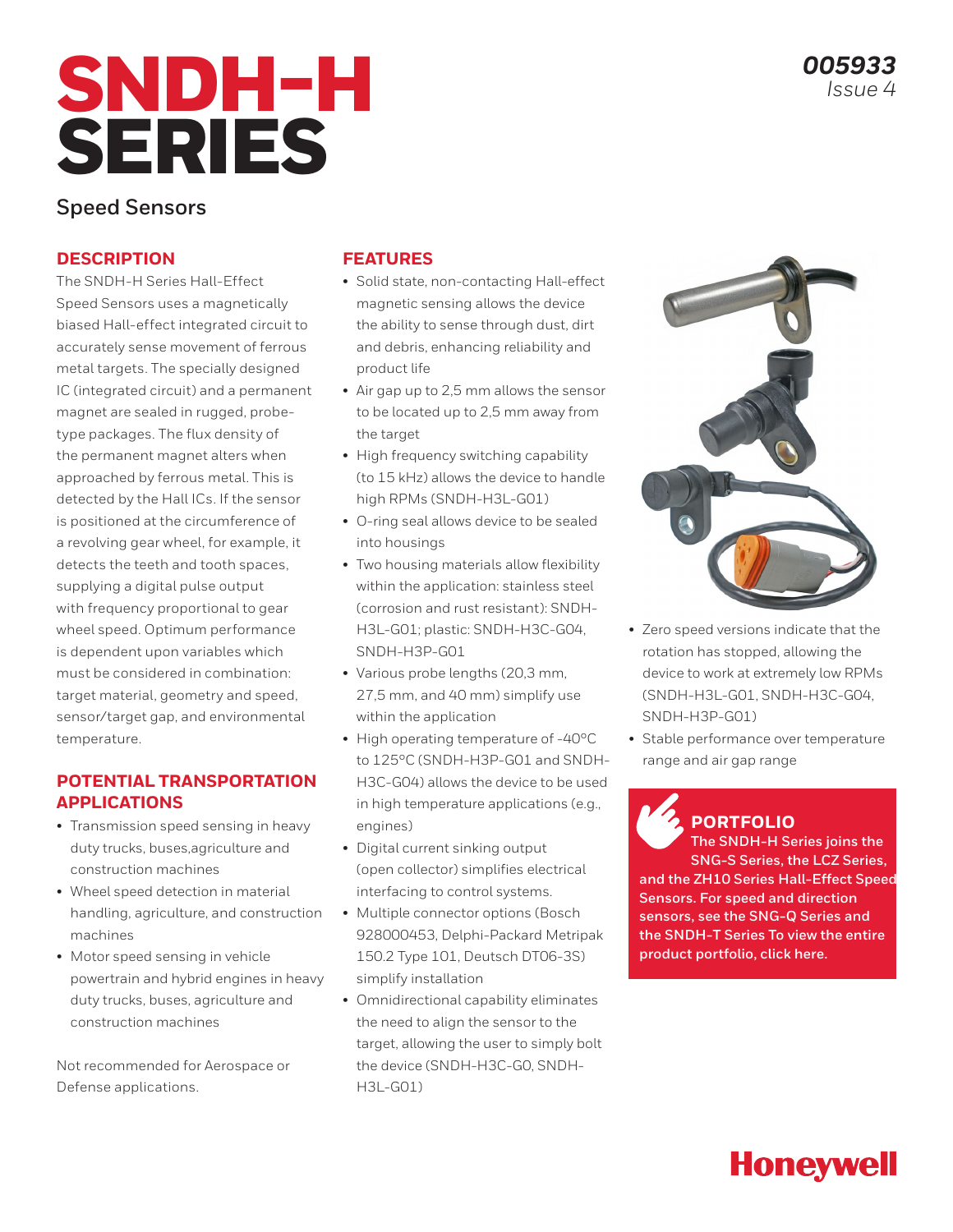# SNDH-H SERIES

***005933***
*Issue 4*

## Speed Sensors

### DESCRIPTION

The SNDH-H Series Hall-Effect Speed Sensors uses a magnetically biased Hall-effect integrated circuit to accurately sense movement of ferrous metal targets. The specially designed IC (integrated circuit) and a permanent magnet are sealed in rugged, probe-type packages. The flux density of the permanent magnet alters when approached by ferrous metal. This is detected by the Hall ICs. If the sensor is positioned at the circumference of a revolving gear wheel, for example, it detects the teeth and tooth spaces, supplying a digital pulse output with frequency proportional to gear wheel speed. Optimum performance is dependent upon variables which must be considered in combination: target material, geometry and speed, sensor/target gap, and environmental temperature.

### POTENTIAL TRANSPORTATION APPLICATIONS

- Transmission speed sensing in heavy duty trucks, buses,agriculture and construction machines
- Wheel speed detection in material handling, agriculture, and construction machines
- Motor speed sensing in vehicle powertrain and hybrid engines in heavy duty trucks, buses, agriculture and construction machines

Not recommended for Aerospace or Defense applications.

### FEATURES

- Solid state, non-contacting Hall-effect magnetic sensing allows the device the ability to sense through dust, dirt and debris, enhancing reliability and product life
- Air gap up to 2,5 mm allows the sensor to be located up to 2,5 mm away from the target
- High frequency switching capability (to 15 kHz) allows the device to handle high RPMs (SNDH-H3L-G01)
- O-ring seal allows device to be sealed into housings
- Two housing materials allow flexibility within the application: stainless steel (corrosion and rust resistant): SNDH-H3L-G01; plastic: SNDH-H3C-G04, SNDH-H3P-G01
- Various probe lengths (20,3 mm, 27,5 mm, and 40 mm) simplify use within the application
- High operating temperature of -40°C to 125°C (SNDH-H3P-G01 and SNDH-H3C-G04) allows the device to be used in high temperature applications (e.g., engines)
- Digital current sinking output (open collector) simplifies electrical interfacing to control systems.
- Multiple connector options (Bosch 928000453, Delphi-Packard Metripak 150.2 Type 101, Deutsch DT06-3S) simplify installation
- Omnidirectional capability eliminates the need to align the sensor to the target, allowing the user to simply bolt the device (SNDH-H3C-G0, SNDH-H3L-G01)
- Zero speed versions indicate that the rotation has stopped, allowing the device to work at extremely low RPMs (SNDH-H3L-G01, SNDH-H3C-G04, SNDH-H3P-G01)
- Stable performance over temperature range and air gap range

### PORTFOLIO

**The SNDH-H Series joins the SNG-S Series, the LCZ Series, and the ZH10 Series Hall-Effect Speed Sensors. For speed and direction sensors, see the SNG-Q Series and the SNDH-T Series To view the entire product portfolio, click here.**

**Honeywell**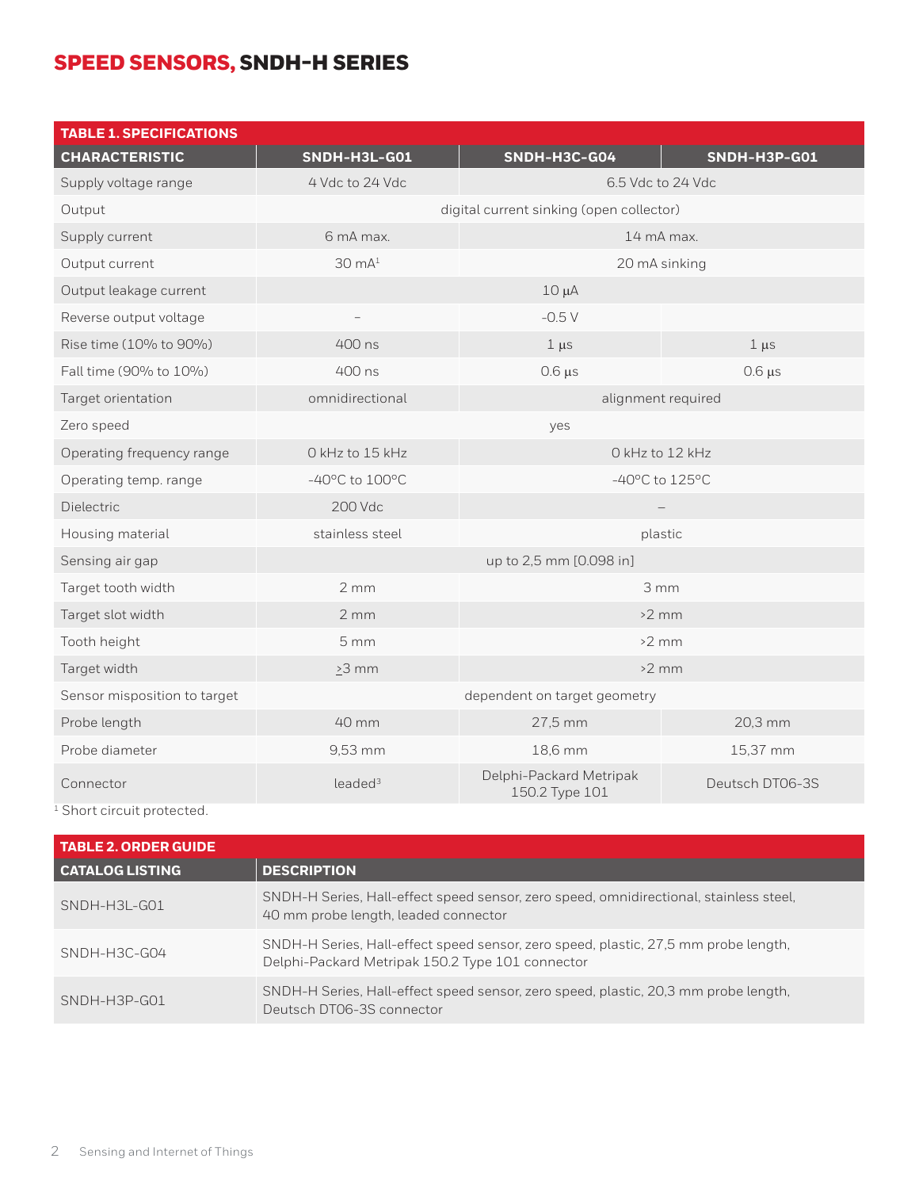## SPEED SENSORS, SNDH-H SERIES

**TABLE 1. SPECIFICATIONS**

| CHARACTERISTIC | SNDH-H3L-G01 | SNDH-H3C-G04 | SNDH-H3P-G01 |
|---|---|---|---|
| Supply voltage range | 4 Vdc to 24 Vdc | 6.5 Vdc to 24 Vdc | |
| Output | digital current sinking (open collector) | | |
| Supply current | 6 mA max. | 14 mA max. | |
| Output current | 30 mA[1] | 20 mA sinking | |
| Output leakage current | 10 µA | | |
| Reverse output voltage | – | -0.5 V | |
| Rise time (10% to 90%) | 400 ns | 1 µs | 1 µs |
| Fall time (90% to 10%) | 400 ns | 0.6 µs | 0.6 µs |
| Target orientation | omnidirectional | alignment required | |
| Zero speed | yes | | |
| Operating frequency range | 0 kHz to 15 kHz | 0 kHz to 12 kHz | |
| Operating temp. range | -40°C to 100°C | -40°C to 125°C | |
| Dielectric | 200 Vdc | – | |
| Housing material | stainless steel | plastic | |
| Sensing air gap | up to 2,5 mm [0.098 in] | | |
| Target tooth width | 2 mm | 3 mm | |
| Target slot width | 2 mm | >2 mm | |
| Tooth height | 5 mm | >2 mm | |
| Target width | ≥3 mm | >2 mm | |
| Sensor misposition to target | dependent on target geometry | | |
| Probe length | 40 mm | 27,5 mm | 20,3 mm |
| Probe diameter | 9,53 mm | 18,6 mm | 15,37 mm |
| Connector | leaded[3] | Delphi-Packard Metripak 150.2 Type 101 | Deutsch DT06-3S |

[1] Short circuit protected.

**TABLE 2. ORDER GUIDE**

| CATALOG LISTING | DESCRIPTION |
|---|---|
| SNDH-H3L-G01 | SNDH-H Series, Hall-effect speed sensor, zero speed, omnidirectional, stainless steel, 40 mm probe length, leaded connector |
| SNDH-H3C-G04 | SNDH-H Series, Hall-effect speed sensor, zero speed, plastic, 27,5 mm probe length, Delphi-Packard Metripak 150.2 Type 101 connector |
| SNDH-H3P-G01 | SNDH-H Series, Hall-effect speed sensor, zero speed, plastic, 20,3 mm probe length, Deutsch DT06-3S connector |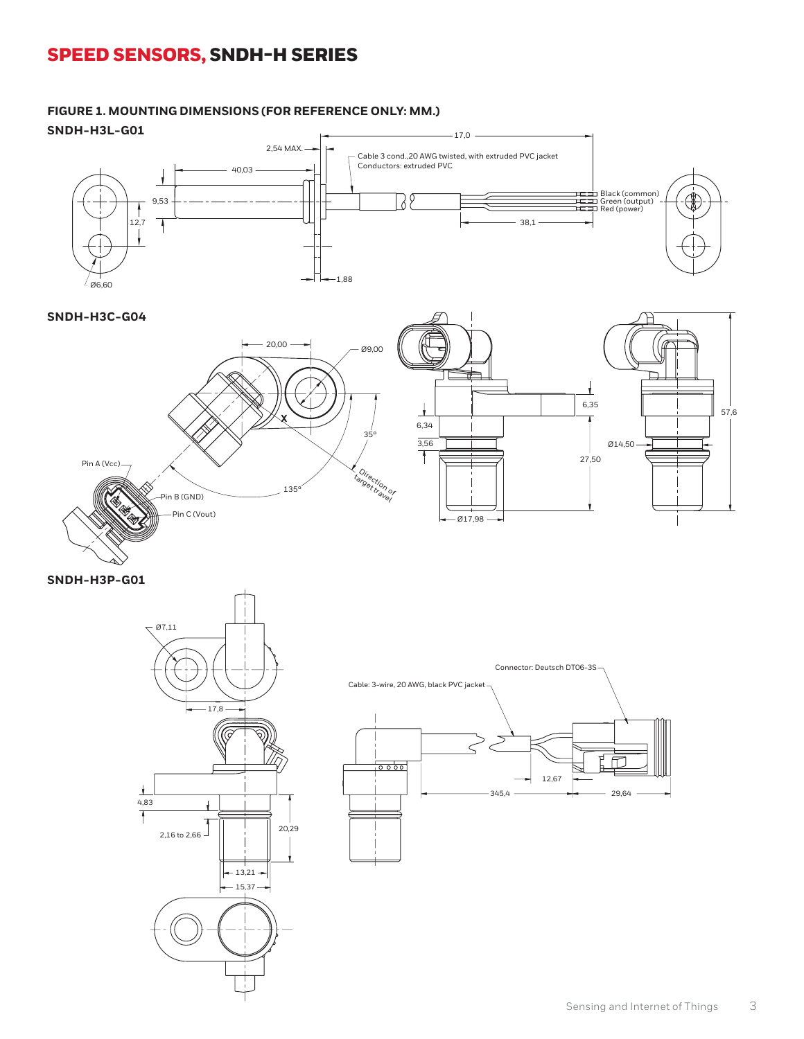# SPEED SENSORS, SNDH-H SERIES

## FIGURE 1. MOUNTING DIMENSIONS (FOR REFERENCE ONLY: MM.)

### SNDH-H3L-G01

17,0

2,54 MAX.

Cable 3 cond.,20 AWG twisted, with extruded PVC jacket
Conductors: extruded PVC

40,03

9,53

12,7

Black (common)
Green (output)
Red (power)

38,1

1,88

Ø6,60

### SNDH-H3C-G04

20,00

Ø9,00

X

35°

Direction of target travel

135°

Pin A (Vcc)

Pin B (GND)

Pin C (Vout)

6,35

6,34

3,56

Ø14,50

27,50

57,6

Ø17,98

### SNDH-H3P-G01

Ø7,11

17,8

4,83

2,16 to 2,66

20,29

13,21

15,37

Connector: Deutsch DT06-3S

Cable: 3-wire, 20 AWG, black PVC jacket

12,67

345,4

29,64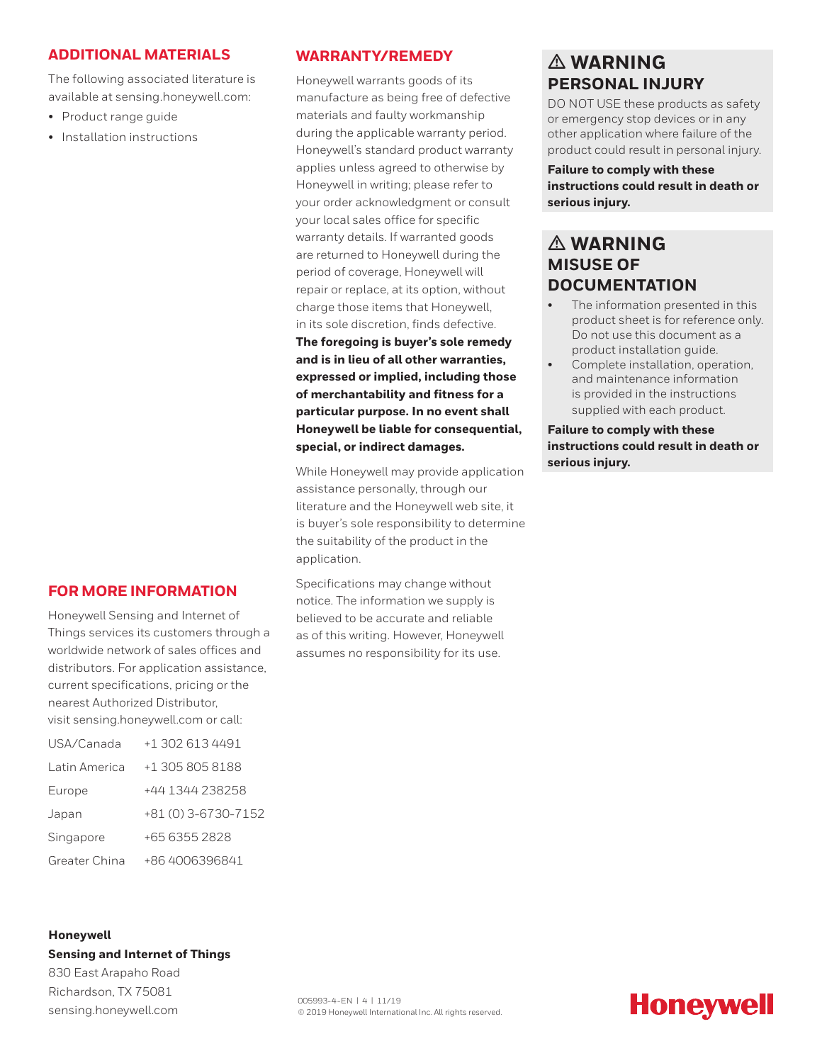## ADDITIONAL MATERIALS

The following associated literature is available at sensing.honeywell.com:

- Product range guide
- Installation instructions

## FOR MORE INFORMATION

Honeywell Sensing and Internet of Things services its customers through a worldwide network of sales offices and distributors. For application assistance, current specifications, pricing or the nearest Authorized Distributor, visit sensing.honeywell.com or call:

| | |
|---|---|
| USA/Canada | +1 302 613 4491 |
| Latin America | +1 305 805 8188 |
| Europe | +44 1344 238258 |
| Japan | +81 (0) 3-6730-7152 |
| Singapore | +65 6355 2828 |
| Greater China | +86 4006396841 |

## WARRANTY/REMEDY

Honeywell warrants goods of its manufacture as being free of defective materials and faulty workmanship during the applicable warranty period. Honeywell's standard product warranty applies unless agreed to otherwise by Honeywell in writing; please refer to your order acknowledgment or consult your local sales office for specific warranty details. If warranted goods are returned to Honeywell during the period of coverage, Honeywell will repair or replace, at its option, without charge those items that Honeywell, in its sole discretion, finds defective. **The foregoing is buyer's sole remedy and is in lieu of all other warranties, expressed or implied, including those of merchantability and fitness for a particular purpose. In no event shall Honeywell be liable for consequential, special, or indirect damages.**

While Honeywell may provide application assistance personally, through our literature and the Honeywell web site, it is buyer's sole responsibility to determine the suitability of the product in the application.

Specifications may change without notice. The information we supply is believed to be accurate and reliable as of this writing. However, Honeywell assumes no responsibility for its use.

## ⚠ WARNING
## PERSONAL INJURY

DO NOT USE these products as safety or emergency stop devices or in any other application where failure of the product could result in personal injury.

**Failure to comply with these instructions could result in death or serious injury.**

## ⚠ WARNING
## MISUSE OF DOCUMENTATION

- The information presented in this product sheet is for reference only. Do not use this document as a product installation guide.
- Complete installation, operation, and maintenance information is provided in the instructions supplied with each product.

**Failure to comply with these instructions could result in death or serious injury.**

**Honeywell**
**Sensing and Internet of Things**
830 East Arapaho Road
Richardson, TX 75081
sensing.honeywell.com

005993-4-EN | 4 | 11/19
© 2019 Honeywell International Inc. All rights reserved.

**Honeywell**